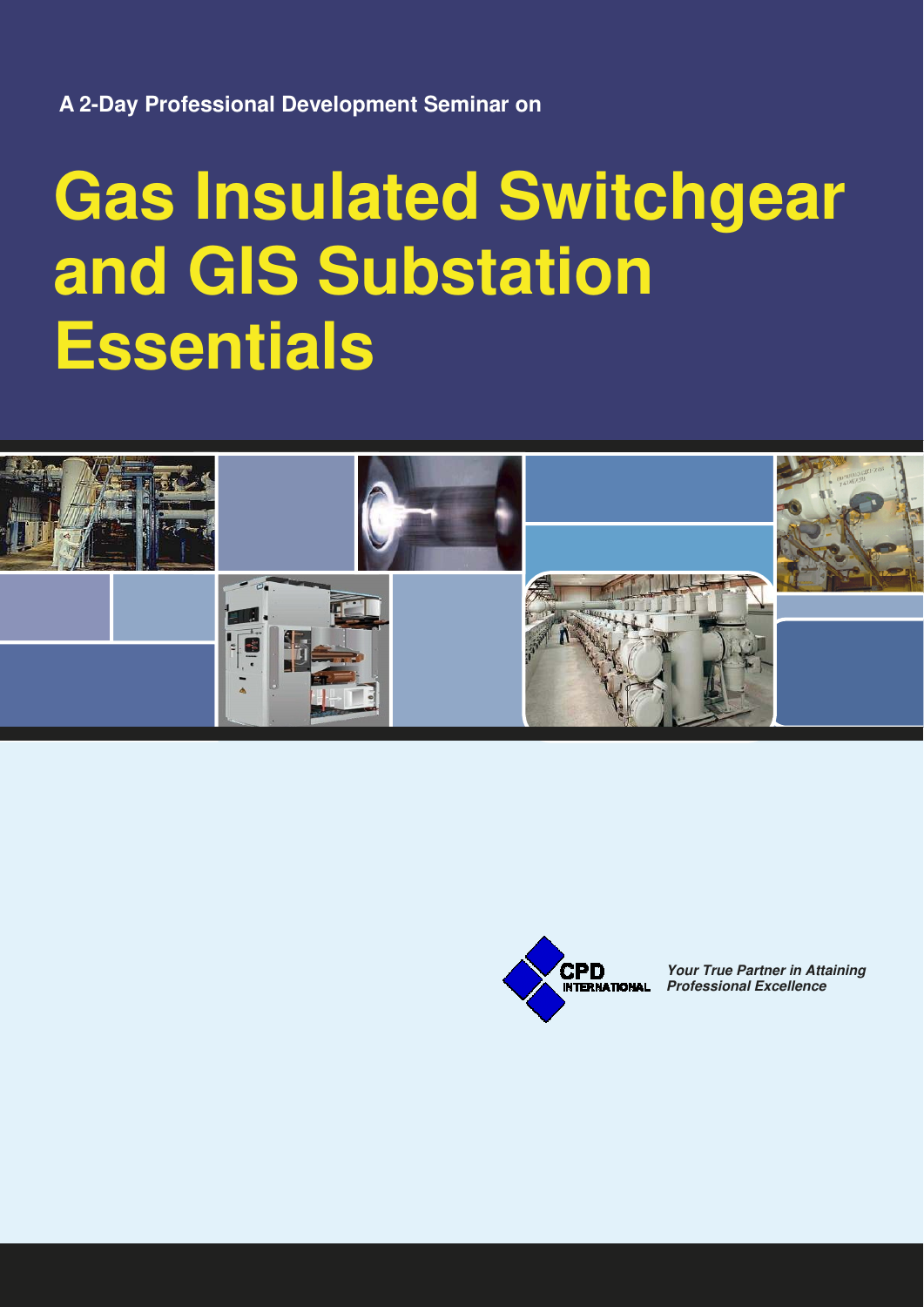A 2-Day Professional Development Seminar on

# Gas Insulated Switchgear and GIS Substation Essentials

CPD INTERNATIONAL

*Your True Partner in Attaining Professional Excellence*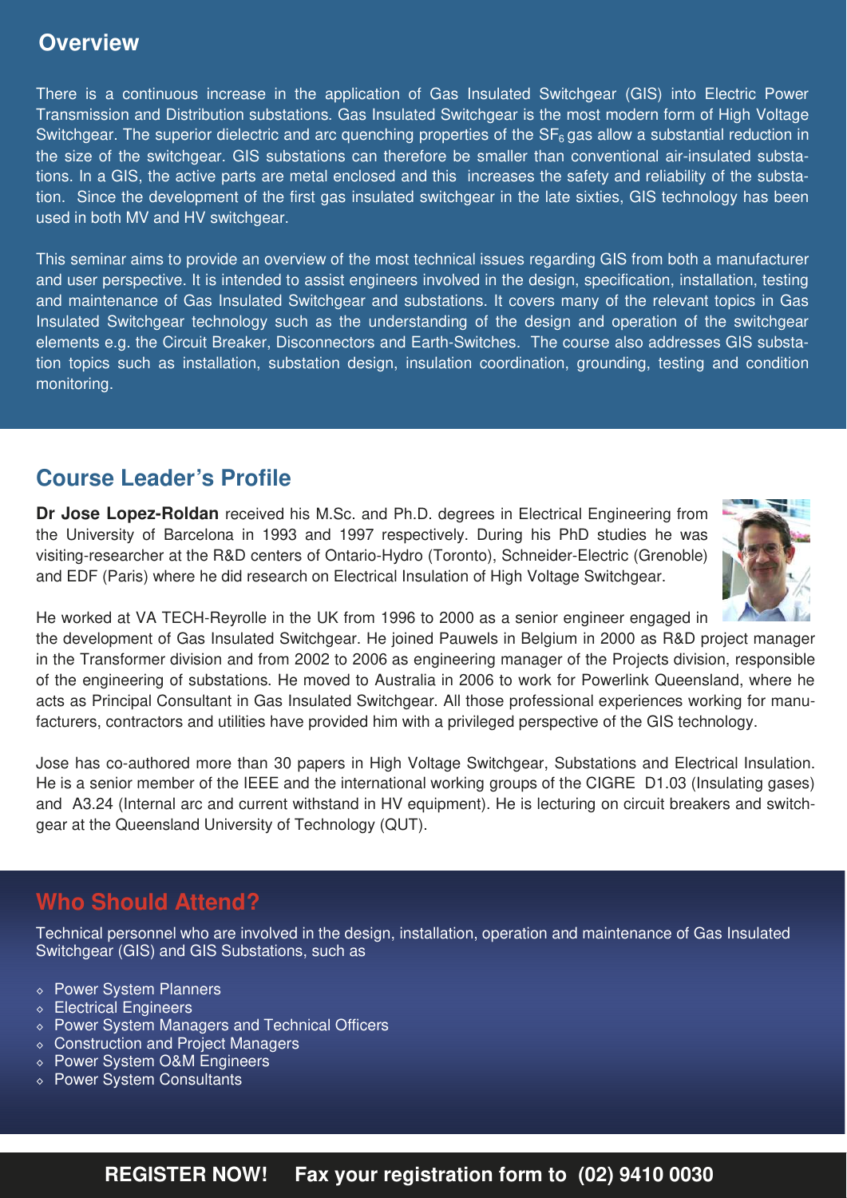## Overview

There is a continuous increase in the application of Gas Insulated Switchgear (GIS) into Electric Power Transmission and Distribution substations. Gas Insulated Switchgear is the most modern form of High Voltage Switchgear. The superior dielectric and arc quenching properties of the $SF_6$ gas allow a substantial reduction in the size of the switchgear. GIS substations can therefore be smaller than conventional air-insulated substations. In a GIS, the active parts are metal enclosed and this increases the safety and reliability of the substation. Since the development of the first gas insulated switchgear in the late sixties, GIS technology has been used in both MV and HV switchgear.

This seminar aims to provide an overview of the most technical issues regarding GIS from both a manufacturer and user perspective. It is intended to assist engineers involved in the design, specification, installation, testing and maintenance of Gas Insulated Switchgear and substations. It covers many of the relevant topics in Gas Insulated Switchgear technology such as the understanding of the design and operation of the switchgear elements e.g. the Circuit Breaker, Disconnectors and Earth-Switches. The course also addresses GIS substation topics such as installation, substation design, insulation coordination, grounding, testing and condition monitoring.

## Course Leader's Profile

**Dr Jose Lopez-Roldan** received his M.Sc. and Ph.D. degrees in Electrical Engineering from the University of Barcelona in 1993 and 1997 respectively. During his PhD studies he was visiting-researcher at the R&D centers of Ontario-Hydro (Toronto), Schneider-Electric (Grenoble) and EDF (Paris) where he did research on Electrical Insulation of High Voltage Switchgear.

He worked at VA TECH-Reyrolle in the UK from 1996 to 2000 as a senior engineer engaged in the development of Gas Insulated Switchgear. He joined Pauwels in Belgium in 2000 as R&D project manager in the Transformer division and from 2002 to 2006 as engineering manager of the Projects division, responsible of the engineering of substations. He moved to Australia in 2006 to work for Powerlink Queensland, where he acts as Principal Consultant in Gas Insulated Switchgear. All those professional experiences working for manufacturers, contractors and utilities have provided him with a privileged perspective of the GIS technology.

Jose has co-authored more than 30 papers in High Voltage Switchgear, Substations and Electrical Insulation. He is a senior member of the IEEE and the international working groups of the CIGRE D1.03 (Insulating gases) and A3.24 (Internal arc and current withstand in HV equipment). He is lecturing on circuit breakers and switchgear at the Queensland University of Technology (QUT).

## Who Should Attend?

Technical personnel who are involved in the design, installation, operation and maintenance of Gas Insulated Switchgear (GIS) and GIS Substations, such as

- Power System Planners
- Electrical Engineers
- Power System Managers and Technical Officers
- Construction and Project Managers
- Power System O&M Engineers
- Power System Consultants

**REGISTER NOW! Fax your registration form to (02) 9410 0030**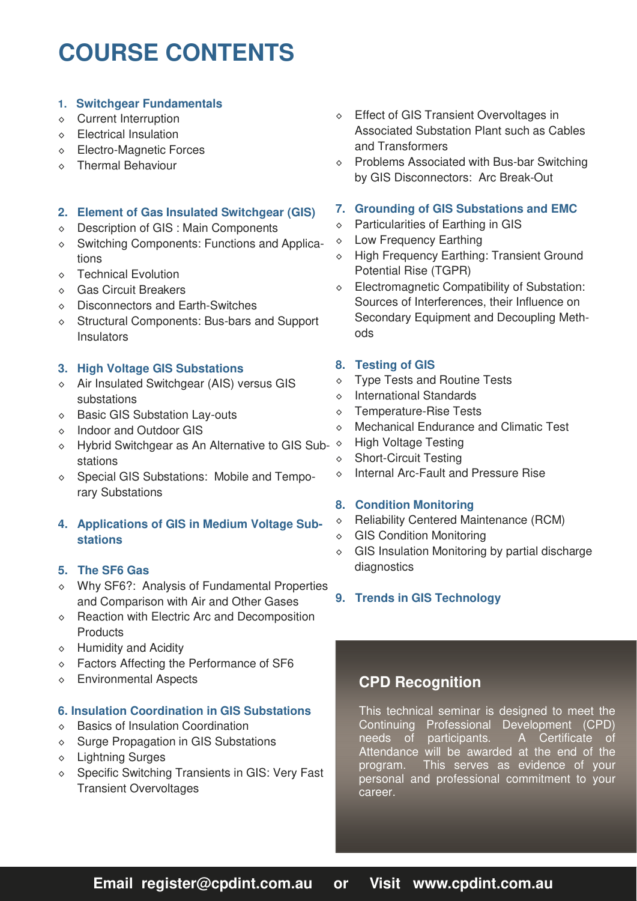# COURSE CONTENTS

### 1. Switchgear Fundamentals

- Current Interruption
- Electrical Insulation
- Electro-Magnetic Forces
- Thermal Behaviour

### 2. Element of Gas Insulated Switchgear (GIS)

- Description of GIS : Main Components
- Switching Components: Functions and Applications
- Technical Evolution
- Gas Circuit Breakers
- Disconnectors and Earth-Switches
- Structural Components: Bus-bars and Support Insulators

### 3. High Voltage GIS Substations

- Air Insulated Switchgear (AIS) versus GIS substations
- Basic GIS Substation Lay-outs
- Indoor and Outdoor GIS
- Hybrid Switchgear as An Alternative to GIS Substations
- Special GIS Substations: Mobile and Temporary Substations

### 4. Applications of GIS in Medium Voltage Substations

### 5. The SF6 Gas

- Why SF6?: Analysis of Fundamental Properties and Comparison with Air and Other Gases
- Reaction with Electric Arc and Decomposition Products
- Humidity and Acidity
- Factors Affecting the Performance of SF6
- Environmental Aspects

### 6. Insulation Coordination in GIS Substations

- Basics of Insulation Coordination
- Surge Propagation in GIS Substations
- Lightning Surges
- Specific Switching Transients in GIS: Very Fast Transient Overvoltages
- Effect of GIS Transient Overvoltages in Associated Substation Plant such as Cables and Transformers
- Problems Associated with Bus-bar Switching by GIS Disconnectors: Arc Break-Out

### 7. Grounding of GIS Substations and EMC

- Particularities of Earthing in GIS
- Low Frequency Earthing
- High Frequency Earthing: Transient Ground Potential Rise (TGPR)
- Electromagnetic Compatibility of Substation: Sources of Interferences, their Influence on Secondary Equipment and Decoupling Methods

### 8. Testing of GIS

- Type Tests and Routine Tests
- International Standards
- Temperature-Rise Tests
- Mechanical Endurance and Climatic Test
- High Voltage Testing
- Short-Circuit Testing
- Internal Arc-Fault and Pressure Rise

### 8. Condition Monitoring

- Reliability Centered Maintenance (RCM)
- GIS Condition Monitoring
- GIS Insulation Monitoring by partial discharge diagnostics

### 9. Trends in GIS Technology

## CPD Recognition

This technical seminar is designed to meet the Continuing Professional Development (CPD) needs of participants. A Certificate of Attendance will be awarded at the end of the program. This serves as evidence of your personal and professional commitment to your career.

**Email register@cpdint.com.au or Visit www.cpdint.com.au**